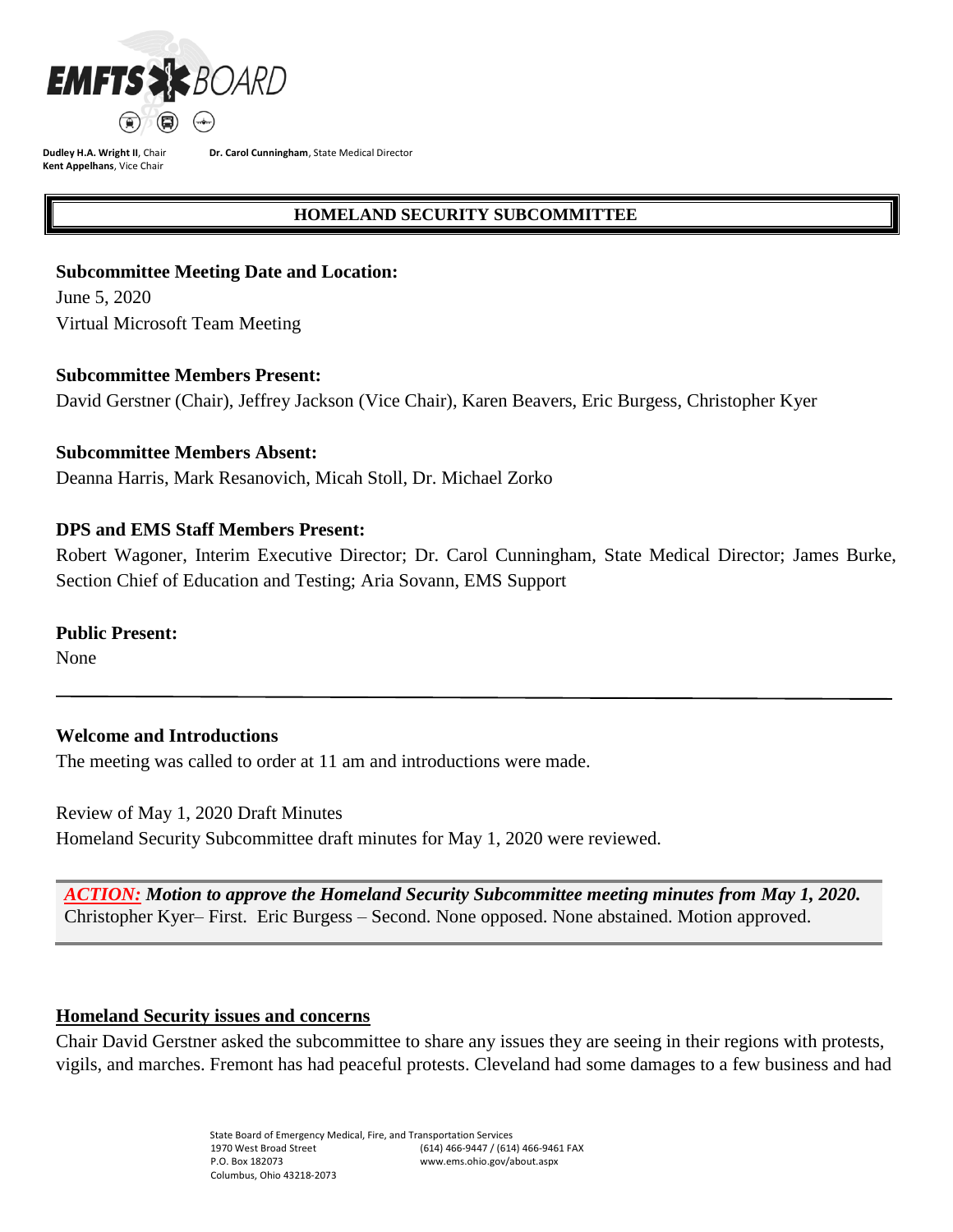EMFTS BOARD

**Dudley H.A. Wright II**, Chair
**Kent Appelhans**, Vice Chair

**Dr. Carol Cunningham**, State Medical Director

## HOMELAND SECURITY SUBCOMMITTEE

**Subcommittee Meeting Date and Location:**
June 5, 2020
Virtual Microsoft Team Meeting

**Subcommittee Members Present:**
David Gerstner (Chair), Jeffrey Jackson (Vice Chair), Karen Beavers, Eric Burgess, Christopher Kyer

**Subcommittee Members Absent:**
Deanna Harris, Mark Resanovich, Micah Stoll, Dr. Michael Zorko

**DPS and EMS Staff Members Present:**
Robert Wagoner, Interim Executive Director; Dr. Carol Cunningham, State Medical Director; James Burke, Section Chief of Education and Testing; Aria Sovann, EMS Support

**Public Present:**
None

---

**Welcome and Introductions**
The meeting was called to order at 11 am and introductions were made.

Review of May 1, 2020 Draft Minutes
Homeland Security Subcommittee draft minutes for May 1, 2020 were reviewed.

> ***ACTION:*** ***Motion to approve the Homeland Security Subcommittee meeting minutes from May 1, 2020.***
> Christopher Kyer– First. Eric Burgess – Second. None opposed. None abstained. Motion approved.

**Homeland Security issues and concerns**
Chair David Gerstner asked the subcommittee to share any issues they are seeing in their regions with protests, vigils, and marches. Fremont has had peaceful protests. Cleveland had some damages to a few business and had

State Board of Emergency Medical, Fire, and Transportation Services
1970 West Broad Street
P.O. Box 182073
Columbus, Ohio 43218-2073
(614) 466-9447 / (614) 466-9461 FAX
www.ems.ohio.gov/about.aspx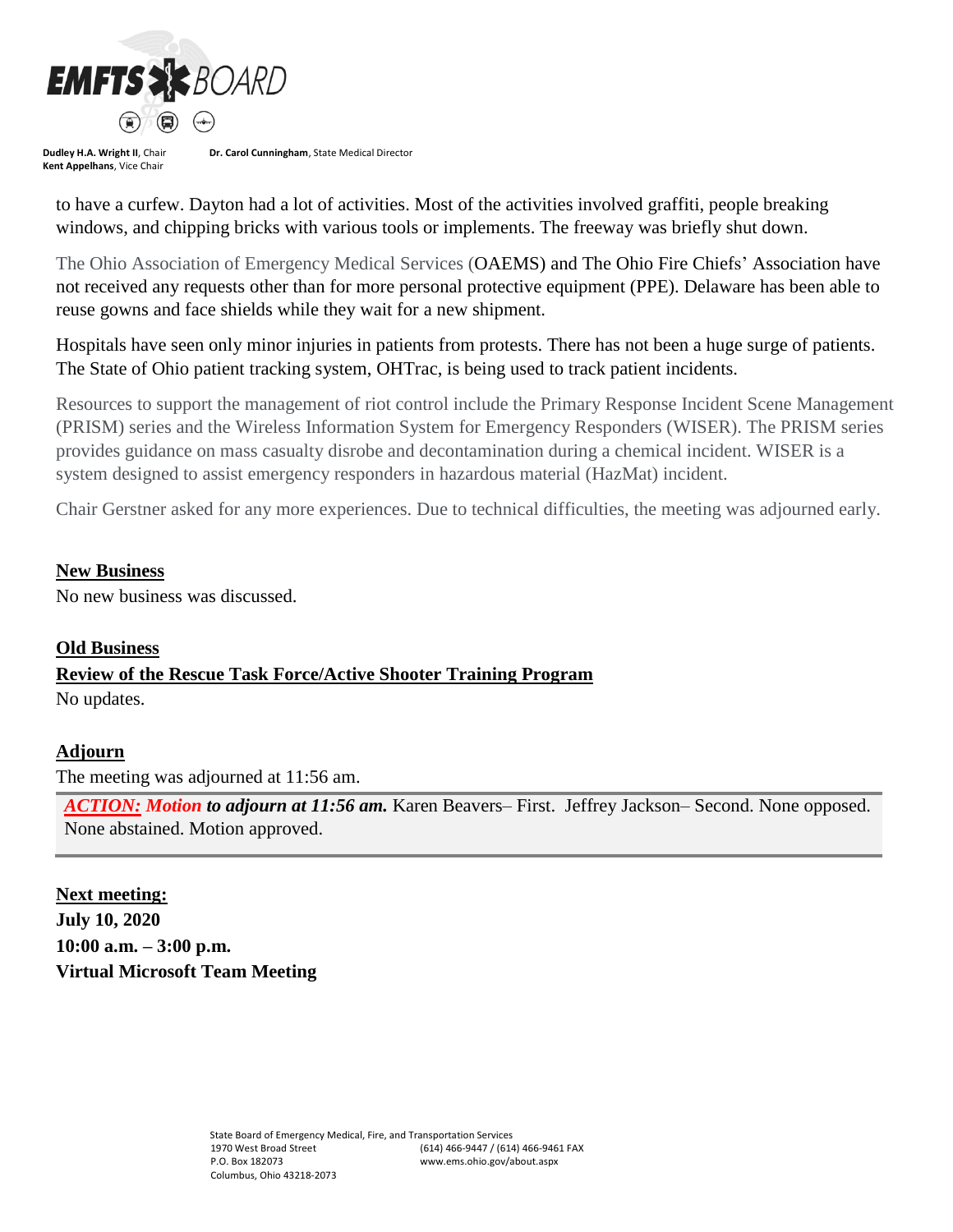to have a curfew. Dayton had a lot of activities. Most of the activities involved graffiti, people breaking windows, and chipping bricks with various tools or implements. The freeway was briefly shut down.

The Ohio Association of Emergency Medical Services (OAEMS) and The Ohio Fire Chiefs' Association have not received any requests other than for more personal protective equipment (PPE). Delaware has been able to reuse gowns and face shields while they wait for a new shipment.

Hospitals have seen only minor injuries in patients from protests. There has not been a huge surge of patients. The State of Ohio patient tracking system, OHTrac, is being used to track patient incidents.

Resources to support the management of riot control include the Primary Response Incident Scene Management (PRISM) series and the Wireless Information System for Emergency Responders (WISER). The PRISM series provides guidance on mass casualty disrobe and decontamination during a chemical incident. WISER is a system designed to assist emergency responders in hazardous material (HazMat) incident.

Chair Gerstner asked for any more experiences. Due to technical difficulties, the meeting was adjourned early.

**New Business**

No new business was discussed.

**Old Business**

**Review of the Rescue Task Force/Active Shooter Training Program**

No updates.

**Adjourn**

The meeting was adjourned at 11:56 am.

***ACTION: Motion to adjourn at 11:56 am.*** Karen Beavers– First. Jeffrey Jackson– Second. None opposed. None abstained. Motion approved.

**Next meeting:**
**July 10, 2020**
**10:00 a.m. – 3:00 p.m.**
**Virtual Microsoft Team Meeting**